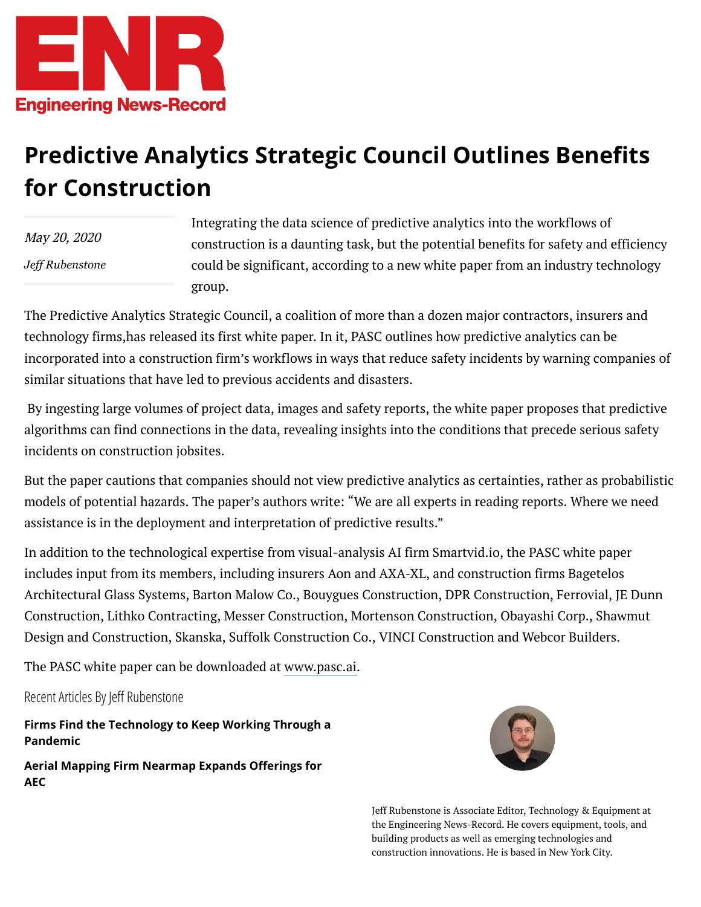ENR

Engineering News-Record

# Predictive Analytics Strategic Council Outlines Benefits for Construction

*May 20, 2020*

*Jeff Rubenstone*

Integrating the data science of predictive analytics into the workflows of construction is a daunting task, but the potential benefits for safety and efficiency could be significant, according to a new white paper from an industry technology group.

The Predictive Analytics Strategic Council, a coalition of more than a dozen major contractors, insurers and technology firms,has released its first white paper. In it, PASC outlines how predictive analytics can be incorporated into a construction firm's workflows in ways that reduce safety incidents by warning companies of similar situations that have led to previous accidents and disasters.

By ingesting large volumes of project data, images and safety reports, the white paper proposes that predictive algorithms can find connections in the data, revealing insights into the conditions that precede serious safety incidents on construction jobsites.

But the paper cautions that companies should not view predictive analytics as certainties, rather as probabilistic models of potential hazards. The paper's authors write: "We are all experts in reading reports. Where we need assistance is in the deployment and interpretation of predictive results."

In addition to the technological expertise from visual-analysis AI firm Smartvid.io, the PASC white paper includes input from its members, including insurers Aon and AXA-XL, and construction firms Bagetelos Architectural Glass Systems, Barton Malow Co., Bouygues Construction, DPR Construction, Ferrovial, JE Dunn Construction, Lithko Contracting, Messer Construction, Mortenson Construction, Obayashi Corp., Shawmut Design and Construction, Skanska, Suffolk Construction Co., VINCI Construction and Webcor Builders.

The PASC white paper can be downloaded at www.pasc.ai.

Recent Articles By Jeff Rubenstone

**Firms Find the Technology to Keep Working Through a Pandemic**

**Aerial Mapping Firm Nearmap Expands Offerings for AEC**

Jeff Rubenstone is Associate Editor, Technology & Equipment at the Engineering News-Record. He covers equipment, tools, and building products as well as emerging technologies and construction innovations. He is based in New York City.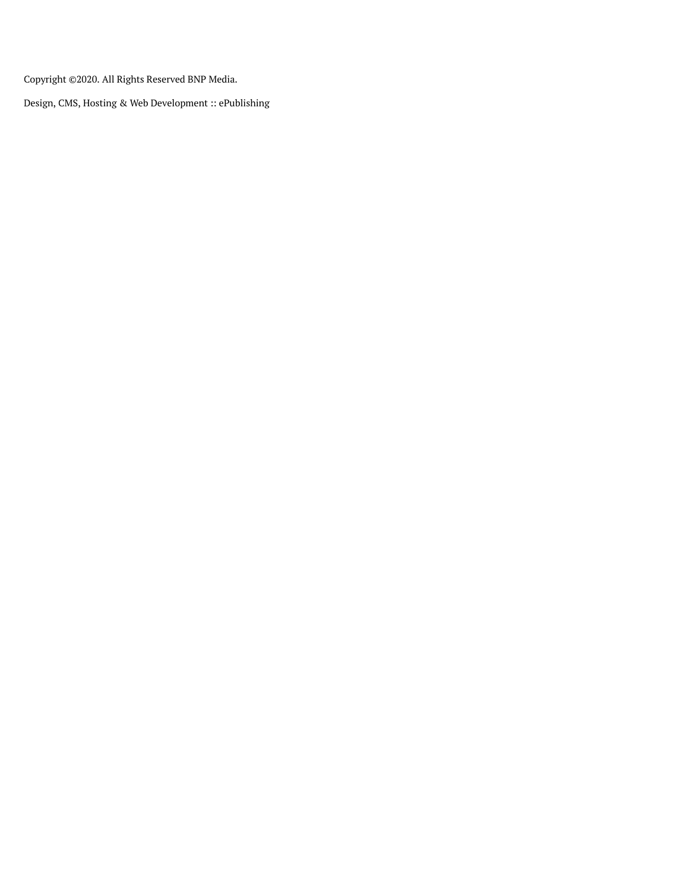Copyright ©2020. All Rights Reserved BNP Media.

Design, CMS, Hosting & Web Development :: ePublishing